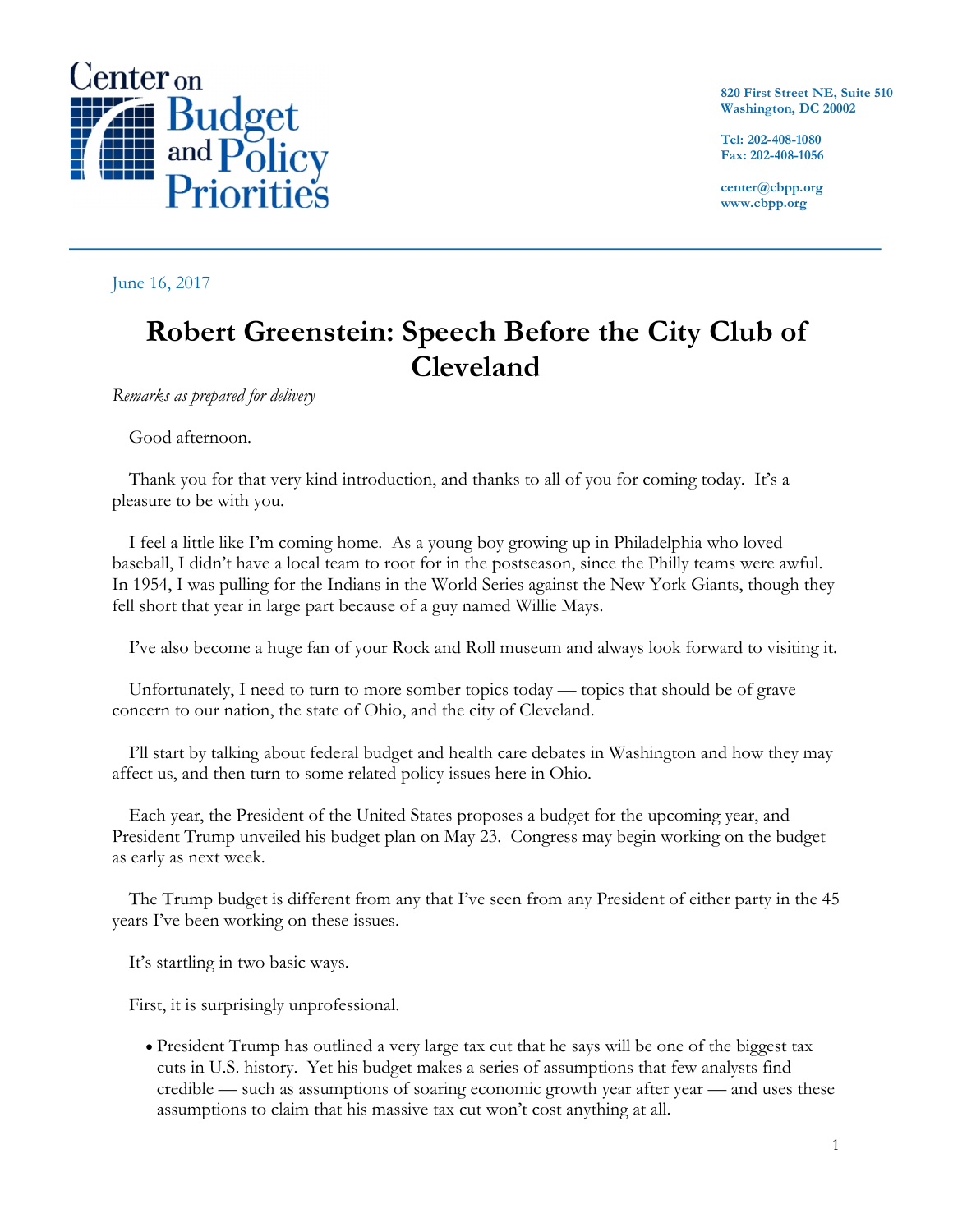Center on Budget and Policy Priorities

820 First Street NE, Suite 510
Washington, DC 20002

Tel: 202-408-1080
Fax: 202-408-1056

center@cbpp.org
www.cbpp.org

June 16, 2017

# Robert Greenstein: Speech Before the City Club of Cleveland

*Remarks as prepared for delivery*

Good afternoon.

Thank you for that very kind introduction, and thanks to all of you for coming today. It's a pleasure to be with you.

I feel a little like I'm coming home. As a young boy growing up in Philadelphia who loved baseball, I didn't have a local team to root for in the postseason, since the Philly teams were awful. In 1954, I was pulling for the Indians in the World Series against the New York Giants, though they fell short that year in large part because of a guy named Willie Mays.

I've also become a huge fan of your Rock and Roll museum and always look forward to visiting it.

Unfortunately, I need to turn to more somber topics today — topics that should be of grave concern to our nation, the state of Ohio, and the city of Cleveland.

I'll start by talking about federal budget and health care debates in Washington and how they may affect us, and then turn to some related policy issues here in Ohio.

Each year, the President of the United States proposes a budget for the upcoming year, and President Trump unveiled his budget plan on May 23. Congress may begin working on the budget as early as next week.

The Trump budget is different from any that I've seen from any President of either party in the 45 years I've been working on these issues.

It's startling in two basic ways.

First, it is surprisingly unprofessional.

- President Trump has outlined a very large tax cut that he says will be one of the biggest tax cuts in U.S. history. Yet his budget makes a series of assumptions that few analysts find credible — such as assumptions of soaring economic growth year after year — and uses these assumptions to claim that his massive tax cut won't cost anything at all.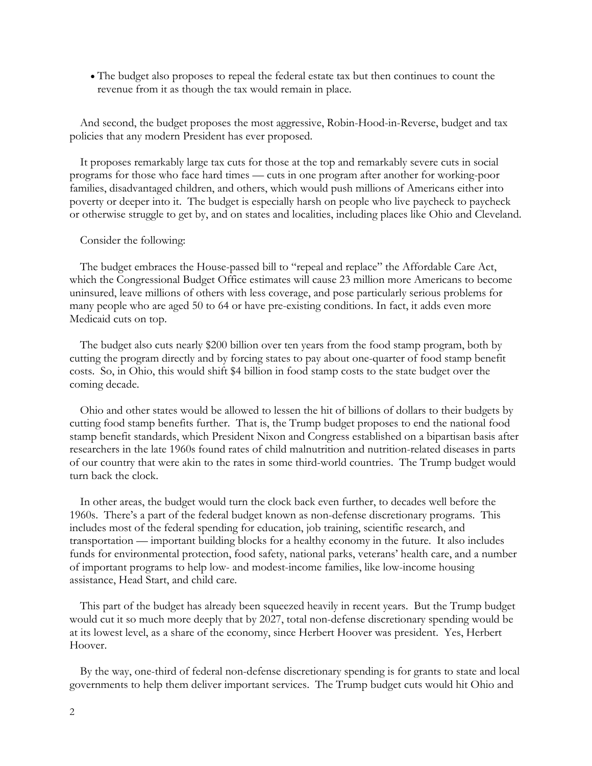- The budget also proposes to repeal the federal estate tax but then continues to count the revenue from it as though the tax would remain in place.

And second, the budget proposes the most aggressive, Robin-Hood-in-Reverse, budget and tax policies that any modern President has ever proposed.

It proposes remarkably large tax cuts for those at the top and remarkably severe cuts in social programs for those who face hard times — cuts in one program after another for working-poor families, disadvantaged children, and others, which would push millions of Americans either into poverty or deeper into it. The budget is especially harsh on people who live paycheck to paycheck or otherwise struggle to get by, and on states and localities, including places like Ohio and Cleveland.

Consider the following:

The budget embraces the House-passed bill to "repeal and replace" the Affordable Care Act, which the Congressional Budget Office estimates will cause 23 million more Americans to become uninsured, leave millions of others with less coverage, and pose particularly serious problems for many people who are aged 50 to 64 or have pre-existing conditions. In fact, it adds even more Medicaid cuts on top.

The budget also cuts nearly $200 billion over ten years from the food stamp program, both by cutting the program directly and by forcing states to pay about one-quarter of food stamp benefit costs. So, in Ohio, this would shift $4 billion in food stamp costs to the state budget over the coming decade.

Ohio and other states would be allowed to lessen the hit of billions of dollars to their budgets by cutting food stamp benefits further. That is, the Trump budget proposes to end the national food stamp benefit standards, which President Nixon and Congress established on a bipartisan basis after researchers in the late 1960s found rates of child malnutrition and nutrition-related diseases in parts of our country that were akin to the rates in some third-world countries. The Trump budget would turn back the clock.

In other areas, the budget would turn the clock back even further, to decades well before the 1960s. There's a part of the federal budget known as non-defense discretionary programs. This includes most of the federal spending for education, job training, scientific research, and transportation — important building blocks for a healthy economy in the future. It also includes funds for environmental protection, food safety, national parks, veterans' health care, and a number of important programs to help low- and modest-income families, like low-income housing assistance, Head Start, and child care.

This part of the budget has already been squeezed heavily in recent years. But the Trump budget would cut it so much more deeply that by 2027, total non-defense discretionary spending would be at its lowest level, as a share of the economy, since Herbert Hoover was president. Yes, Herbert Hoover.

By the way, one-third of federal non-defense discretionary spending is for grants to state and local governments to help them deliver important services. The Trump budget cuts would hit Ohio and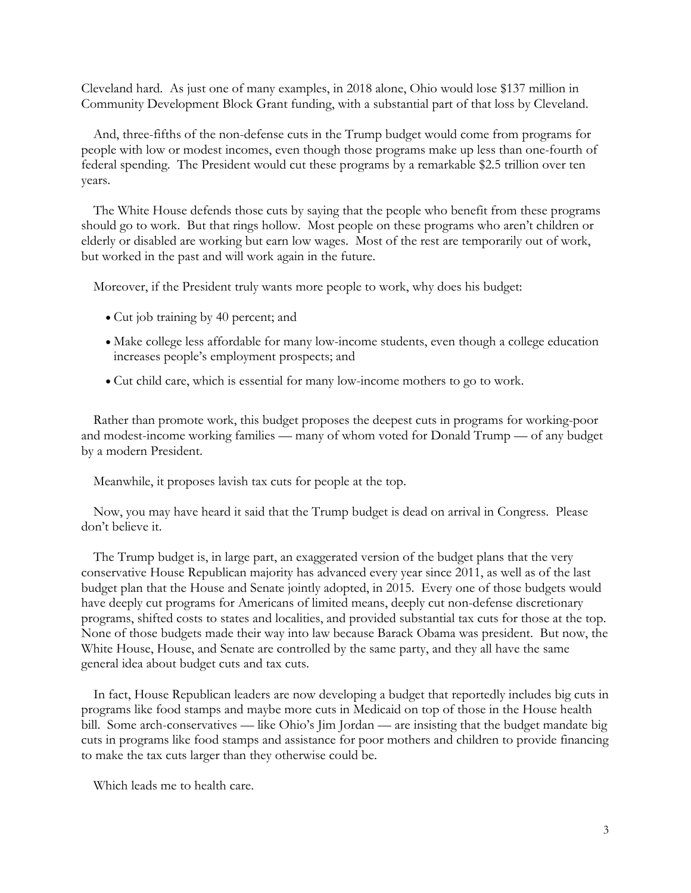Cleveland hard. As just one of many examples, in 2018 alone, Ohio would lose $137 million in Community Development Block Grant funding, with a substantial part of that loss by Cleveland.

And, three-fifths of the non-defense cuts in the Trump budget would come from programs for people with low or modest incomes, even though those programs make up less than one-fourth of federal spending. The President would cut these programs by a remarkable $2.5 trillion over ten years.

The White House defends those cuts by saying that the people who benefit from these programs should go to work. But that rings hollow. Most people on these programs who aren't children or elderly or disabled are working but earn low wages. Most of the rest are temporarily out of work, but worked in the past and will work again in the future.

Moreover, if the President truly wants more people to work, why does his budget:

- Cut job training by 40 percent; and
- Make college less affordable for many low-income students, even though a college education increases people's employment prospects; and
- Cut child care, which is essential for many low-income mothers to go to work.

Rather than promote work, this budget proposes the deepest cuts in programs for working-poor and modest-income working families — many of whom voted for Donald Trump — of any budget by a modern President.

Meanwhile, it proposes lavish tax cuts for people at the top.

Now, you may have heard it said that the Trump budget is dead on arrival in Congress. Please don't believe it.

The Trump budget is, in large part, an exaggerated version of the budget plans that the very conservative House Republican majority has advanced every year since 2011, as well as of the last budget plan that the House and Senate jointly adopted, in 2015. Every one of those budgets would have deeply cut programs for Americans of limited means, deeply cut non-defense discretionary programs, shifted costs to states and localities, and provided substantial tax cuts for those at the top. None of those budgets made their way into law because Barack Obama was president. But now, the White House, House, and Senate are controlled by the same party, and they all have the same general idea about budget cuts and tax cuts.

In fact, House Republican leaders are now developing a budget that reportedly includes big cuts in programs like food stamps and maybe more cuts in Medicaid on top of those in the House health bill. Some arch-conservatives — like Ohio's Jim Jordan — are insisting that the budget mandate big cuts in programs like food stamps and assistance for poor mothers and children to provide financing to make the tax cuts larger than they otherwise could be.

Which leads me to health care.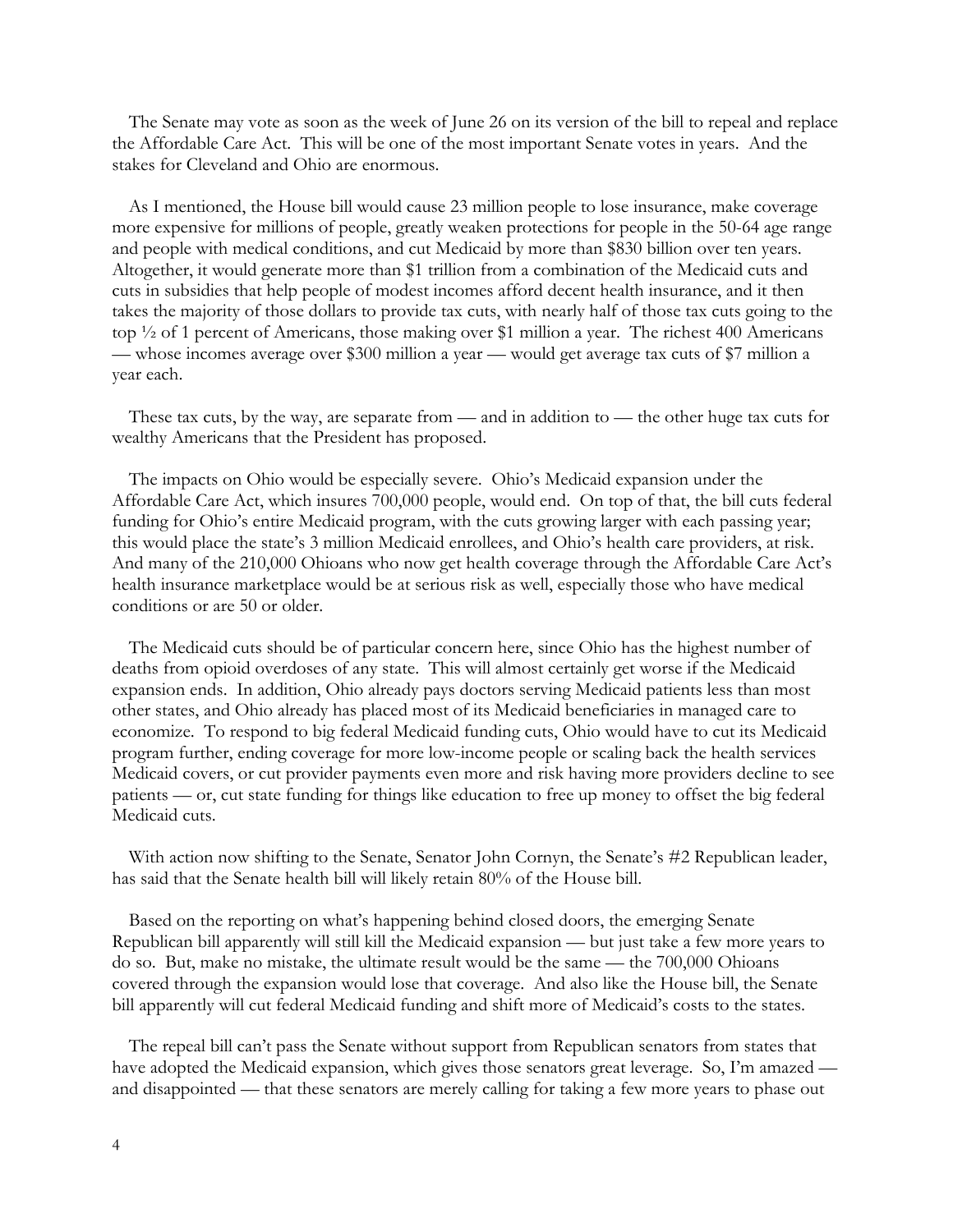The Senate may vote as soon as the week of June 26 on its version of the bill to repeal and replace the Affordable Care Act. This will be one of the most important Senate votes in years. And the stakes for Cleveland and Ohio are enormous.

As I mentioned, the House bill would cause 23 million people to lose insurance, make coverage more expensive for millions of people, greatly weaken protections for people in the 50-64 age range and people with medical conditions, and cut Medicaid by more than $830 billion over ten years. Altogether, it would generate more than $1 trillion from a combination of the Medicaid cuts and cuts in subsidies that help people of modest incomes afford decent health insurance, and it then takes the majority of those dollars to provide tax cuts, with nearly half of those tax cuts going to the top ½ of 1 percent of Americans, those making over $1 million a year. The richest 400 Americans — whose incomes average over $300 million a year — would get average tax cuts of $7 million a year each.

These tax cuts, by the way, are separate from — and in addition to — the other huge tax cuts for wealthy Americans that the President has proposed.

The impacts on Ohio would be especially severe. Ohio's Medicaid expansion under the Affordable Care Act, which insures 700,000 people, would end. On top of that, the bill cuts federal funding for Ohio's entire Medicaid program, with the cuts growing larger with each passing year; this would place the state's 3 million Medicaid enrollees, and Ohio's health care providers, at risk. And many of the 210,000 Ohioans who now get health coverage through the Affordable Care Act's health insurance marketplace would be at serious risk as well, especially those who have medical conditions or are 50 or older.

The Medicaid cuts should be of particular concern here, since Ohio has the highest number of deaths from opioid overdoses of any state. This will almost certainly get worse if the Medicaid expansion ends. In addition, Ohio already pays doctors serving Medicaid patients less than most other states, and Ohio already has placed most of its Medicaid beneficiaries in managed care to economize. To respond to big federal Medicaid funding cuts, Ohio would have to cut its Medicaid program further, ending coverage for more low-income people or scaling back the health services Medicaid covers, or cut provider payments even more and risk having more providers decline to see patients — or, cut state funding for things like education to free up money to offset the big federal Medicaid cuts.

With action now shifting to the Senate, Senator John Cornyn, the Senate's #2 Republican leader, has said that the Senate health bill will likely retain 80% of the House bill.

Based on the reporting on what's happening behind closed doors, the emerging Senate Republican bill apparently will still kill the Medicaid expansion — but just take a few more years to do so. But, make no mistake, the ultimate result would be the same — the 700,000 Ohioans covered through the expansion would lose that coverage. And also like the House bill, the Senate bill apparently will cut federal Medicaid funding and shift more of Medicaid's costs to the states.

The repeal bill can't pass the Senate without support from Republican senators from states that have adopted the Medicaid expansion, which gives those senators great leverage. So, I'm amazed — and disappointed — that these senators are merely calling for taking a few more years to phase out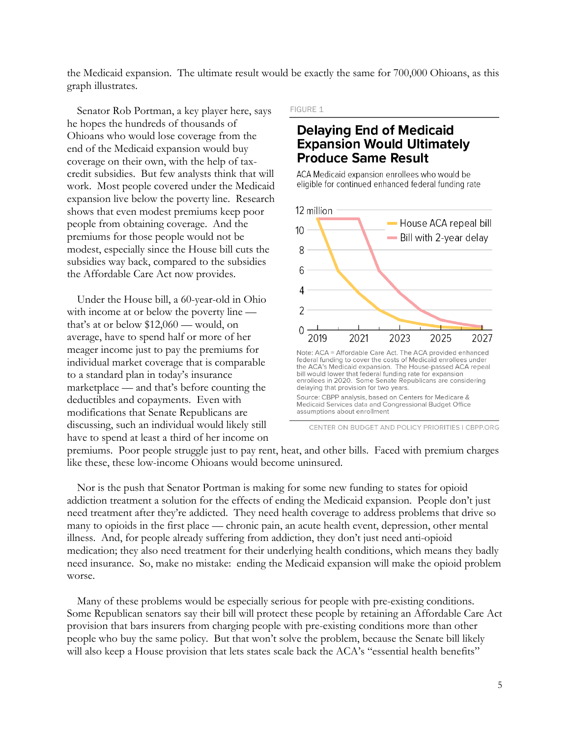the Medicaid expansion. The ultimate result would be exactly the same for 700,000 Ohioans, as this graph illustrates.

Senator Rob Portman, a key player here, says he hopes the hundreds of thousands of Ohioans who would lose coverage from the end of the Medicaid expansion would buy coverage on their own, with the help of tax-credit subsidies. But few analysts think that will work. Most people covered under the Medicaid expansion live below the poverty line. Research shows that even modest premiums keep poor people from obtaining coverage. And the premiums for those people would not be modest, especially since the House bill cuts the subsidies way back, compared to the subsidies the Affordable Care Act now provides.

Under the House bill, a 60-year-old in Ohio with income at or below the poverty line — that's at or below $12,060 — would, on average, have to spend half or more of her meager income just to pay the premiums for individual market coverage that is comparable to a standard plan in today's insurance marketplace — and that's before counting the deductibles and copayments. Even with modifications that Senate Republicans are discussing, such an individual would likely still have to spend at least a third of her income on premiums. Poor people struggle just to pay rent, heat, and other bills. Faced with premium charges like these, these low-income Ohioans would become uninsured.

FIGURE 1

**Delaying End of Medicaid Expansion Would Ultimately Produce Same Result**

ACA Medicaid expansion enrollees who would be eligible for continued enhanced federal funding rate

Note: ACA = Affordable Care Act. The ACA provided enhanced federal funding to cover the costs of Medicaid enrollees under the ACA's Medicaid expansion. The House-passed ACA repeal bill would lower that federal funding rate for expansion enrollees in 2020. Some Senate Republicans are considering delaying that provision for two years.

Source: CBPP analysis, based on Centers for Medicare & Medicaid Services data and Congressional Budget Office assumptions about enrollment

CENTER ON BUDGET AND POLICY PRIORITIES | CBPP.ORG

Nor is the push that Senator Portman is making for some new funding to states for opioid addiction treatment a solution for the effects of ending the Medicaid expansion. People don't just need treatment after they're addicted. They need health coverage to address problems that drive so many to opioids in the first place — chronic pain, an acute health event, depression, other mental illness. And, for people already suffering from addiction, they don't just need anti-opioid medication; they also need treatment for their underlying health conditions, which means they badly need insurance. So, make no mistake: ending the Medicaid expansion will make the opioid problem worse.

Many of these problems would be especially serious for people with pre-existing conditions. Some Republican senators say their bill will protect these people by retaining an Affordable Care Act provision that bars insurers from charging people with pre-existing conditions more than other people who buy the same policy. But that won't solve the problem, because the Senate bill likely will also keep a House provision that lets states scale back the ACA's "essential health benefits"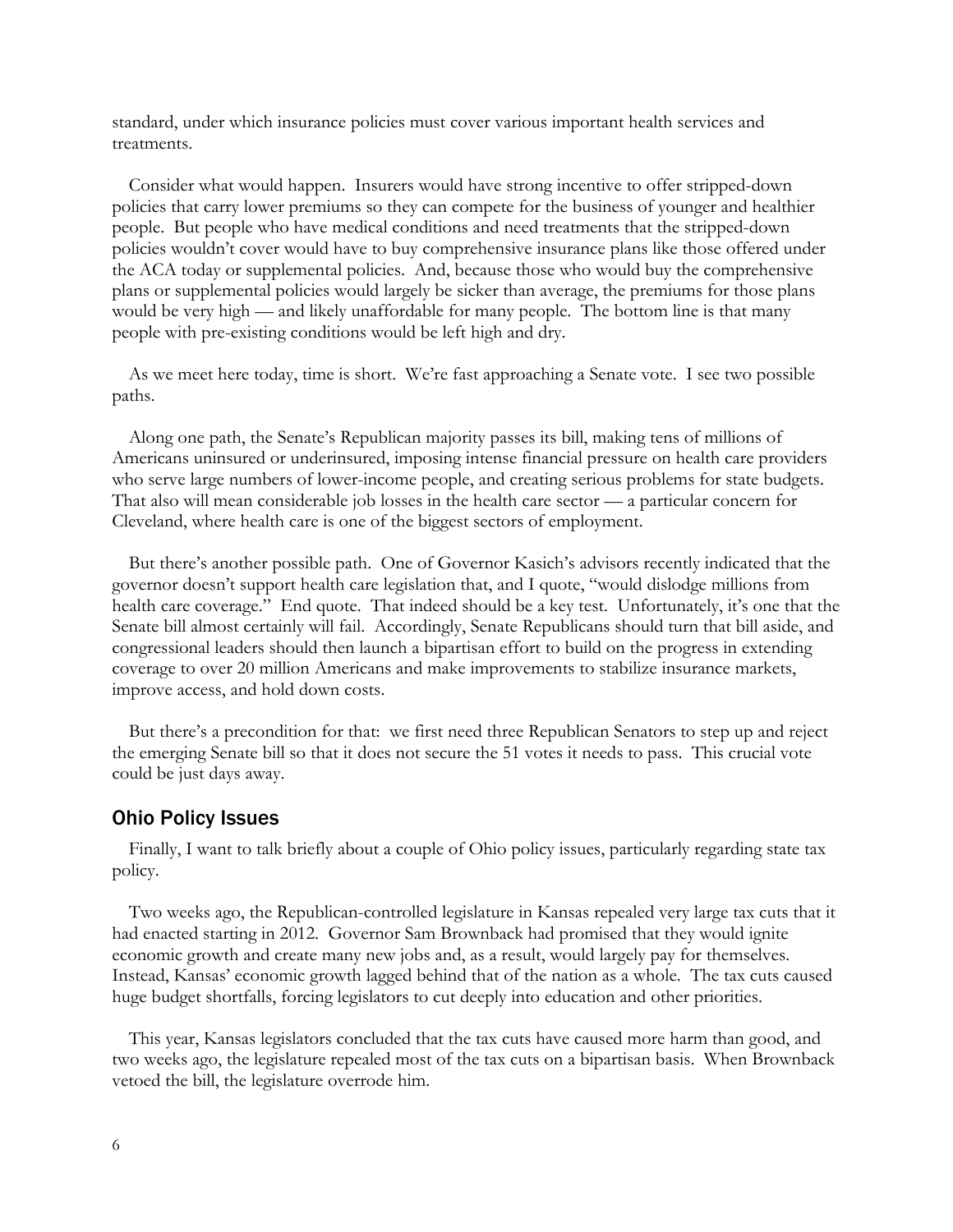standard, under which insurance policies must cover various important health services and treatments.

Consider what would happen. Insurers would have strong incentive to offer stripped-down policies that carry lower premiums so they can compete for the business of younger and healthier people. But people who have medical conditions and need treatments that the stripped-down policies wouldn't cover would have to buy comprehensive insurance plans like those offered under the ACA today or supplemental policies. And, because those who would buy the comprehensive plans or supplemental policies would largely be sicker than average, the premiums for those plans would be very high — and likely unaffordable for many people. The bottom line is that many people with pre-existing conditions would be left high and dry.

As we meet here today, time is short. We're fast approaching a Senate vote. I see two possible paths.

Along one path, the Senate's Republican majority passes its bill, making tens of millions of Americans uninsured or underinsured, imposing intense financial pressure on health care providers who serve large numbers of lower-income people, and creating serious problems for state budgets. That also will mean considerable job losses in the health care sector — a particular concern for Cleveland, where health care is one of the biggest sectors of employment.

But there's another possible path. One of Governor Kasich's advisors recently indicated that the governor doesn't support health care legislation that, and I quote, "would dislodge millions from health care coverage." End quote. That indeed should be a key test. Unfortunately, it's one that the Senate bill almost certainly will fail. Accordingly, Senate Republicans should turn that bill aside, and congressional leaders should then launch a bipartisan effort to build on the progress in extending coverage to over 20 million Americans and make improvements to stabilize insurance markets, improve access, and hold down costs.

But there's a precondition for that: we first need three Republican Senators to step up and reject the emerging Senate bill so that it does not secure the 51 votes it needs to pass. This crucial vote could be just days away.

## Ohio Policy Issues

Finally, I want to talk briefly about a couple of Ohio policy issues, particularly regarding state tax policy.

Two weeks ago, the Republican-controlled legislature in Kansas repealed very large tax cuts that it had enacted starting in 2012. Governor Sam Brownback had promised that they would ignite economic growth and create many new jobs and, as a result, would largely pay for themselves. Instead, Kansas' economic growth lagged behind that of the nation as a whole. The tax cuts caused huge budget shortfalls, forcing legislators to cut deeply into education and other priorities.

This year, Kansas legislators concluded that the tax cuts have caused more harm than good, and two weeks ago, the legislature repealed most of the tax cuts on a bipartisan basis. When Brownback vetoed the bill, the legislature overrode him.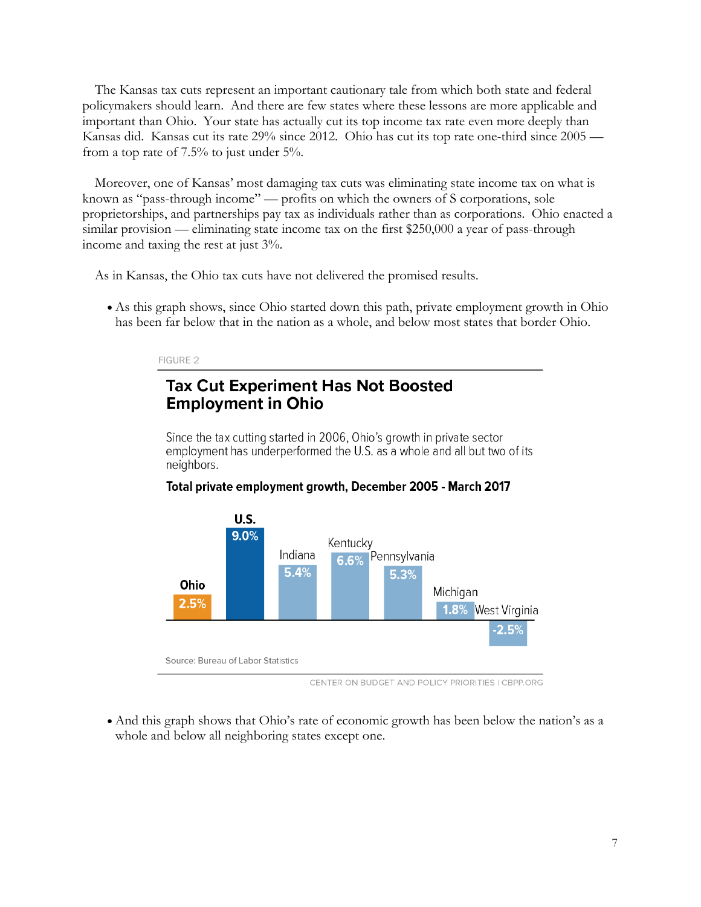The Kansas tax cuts represent an important cautionary tale from which both state and federal policymakers should learn. And there are few states where these lessons are more applicable and important than Ohio. Your state has actually cut its top income tax rate even more deeply than Kansas did. Kansas cut its rate 29% since 2012. Ohio has cut its top rate one-third since 2005 — from a top rate of 7.5% to just under 5%.

Moreover, one of Kansas' most damaging tax cuts was eliminating state income tax on what is known as "pass-through income" — profits on which the owners of S corporations, sole proprietorships, and partnerships pay tax as individuals rather than as corporations. Ohio enacted a similar provision — eliminating state income tax on the first $250,000 a year of pass-through income and taxing the rest at just 3%.

As in Kansas, the Ohio tax cuts have not delivered the promised results.

- As this graph shows, since Ohio started down this path, private employment growth in Ohio has been far below that in the nation as a whole, and below most states that border Ohio.

FIGURE 2

**Tax Cut Experiment Has Not Boosted Employment in Ohio**

Since the tax cutting started in 2006, Ohio's growth in private sector employment has underperformed the U.S. as a whole and all but two of its neighbors.

**Total private employment growth, December 2005 - March 2017**

| Ohio | U.S. | Indiana | Kentucky | Pennsylvania | Michigan | West Virginia |
|---|---|---|---|---|---|---|
| 2.5% | 9.0% | 5.4% | 6.6% | 5.3% | 1.8% | -2.5% |

Source: Bureau of Labor Statistics

CENTER ON BUDGET AND POLICY PRIORITIES | CBPP.ORG

- And this graph shows that Ohio's rate of economic growth has been below the nation's as a whole and below all neighboring states except one.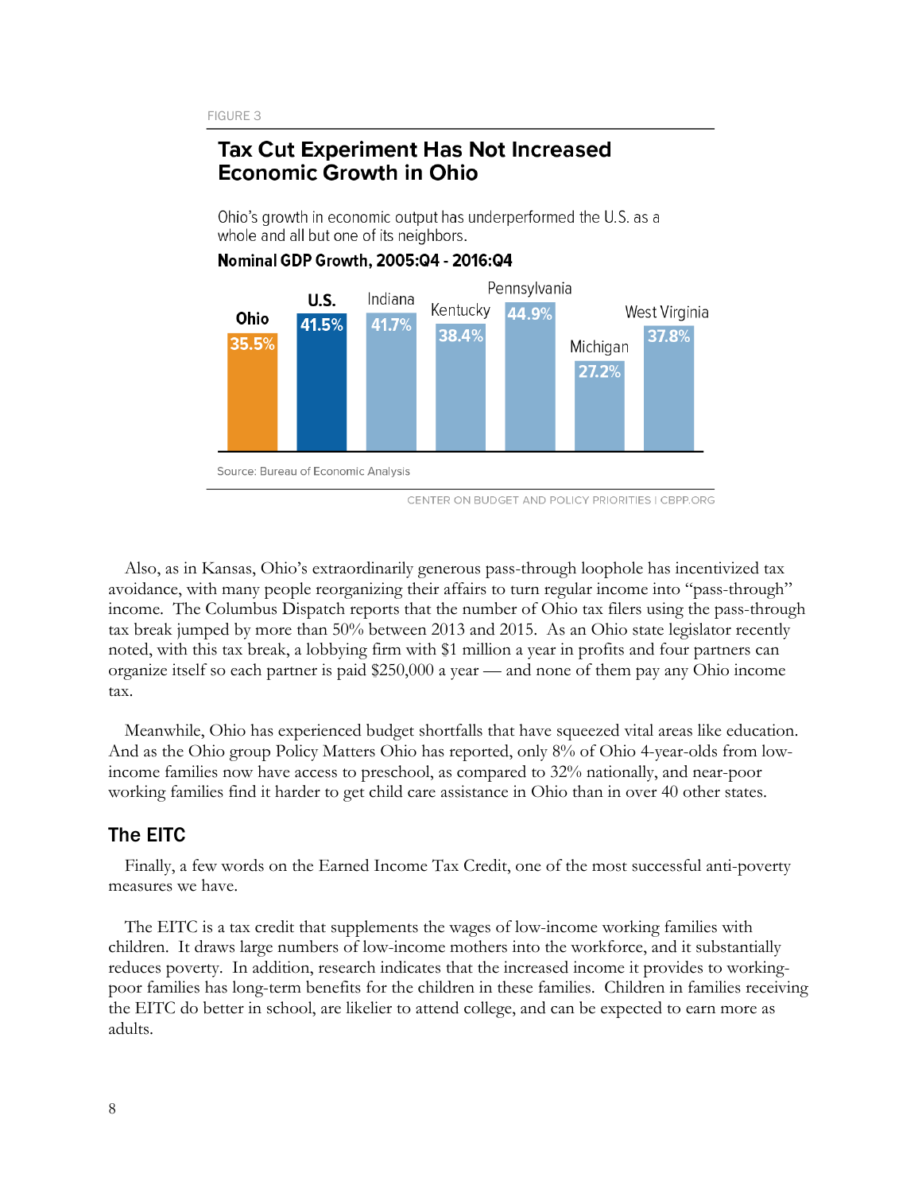FIGURE 3

**Tax Cut Experiment Has Not Increased Economic Growth in Ohio**

Ohio's growth in economic output has underperformed the U.S. as a whole and all but one of its neighbors.

**Nominal GDP Growth, 2005:Q4 - 2016:Q4**

| Ohio | U.S. | Indiana | Kentucky | Pennsylvania | Michigan | West Virginia |
|---|---|---|---|---|---|---|
| 35.5% | 41.5% | 41.7% | 38.4% | 44.9% | 27.2% | 37.8% |

Source: Bureau of Economic Analysis

CENTER ON BUDGET AND POLICY PRIORITIES | CBPP.ORG

Also, as in Kansas, Ohio's extraordinarily generous pass-through loophole has incentivized tax avoidance, with many people reorganizing their affairs to turn regular income into "pass-through" income. The Columbus Dispatch reports that the number of Ohio tax filers using the pass-through tax break jumped by more than 50% between 2013 and 2015. As an Ohio state legislator recently noted, with this tax break, a lobbying firm with $1 million a year in profits and four partners can organize itself so each partner is paid $250,000 a year — and none of them pay any Ohio income tax.

Meanwhile, Ohio has experienced budget shortfalls that have squeezed vital areas like education. And as the Ohio group Policy Matters Ohio has reported, only 8% of Ohio 4-year-olds from low-income families now have access to preschool, as compared to 32% nationally, and near-poor working families find it harder to get child care assistance in Ohio than in over 40 other states.

## The EITC

Finally, a few words on the Earned Income Tax Credit, one of the most successful anti-poverty measures we have.

The EITC is a tax credit that supplements the wages of low-income working families with children. It draws large numbers of low-income mothers into the workforce, and it substantially reduces poverty. In addition, research indicates that the increased income it provides to working-poor families has long-term benefits for the children in these families. Children in families receiving the EITC do better in school, are likelier to attend college, and can be expected to earn more as adults.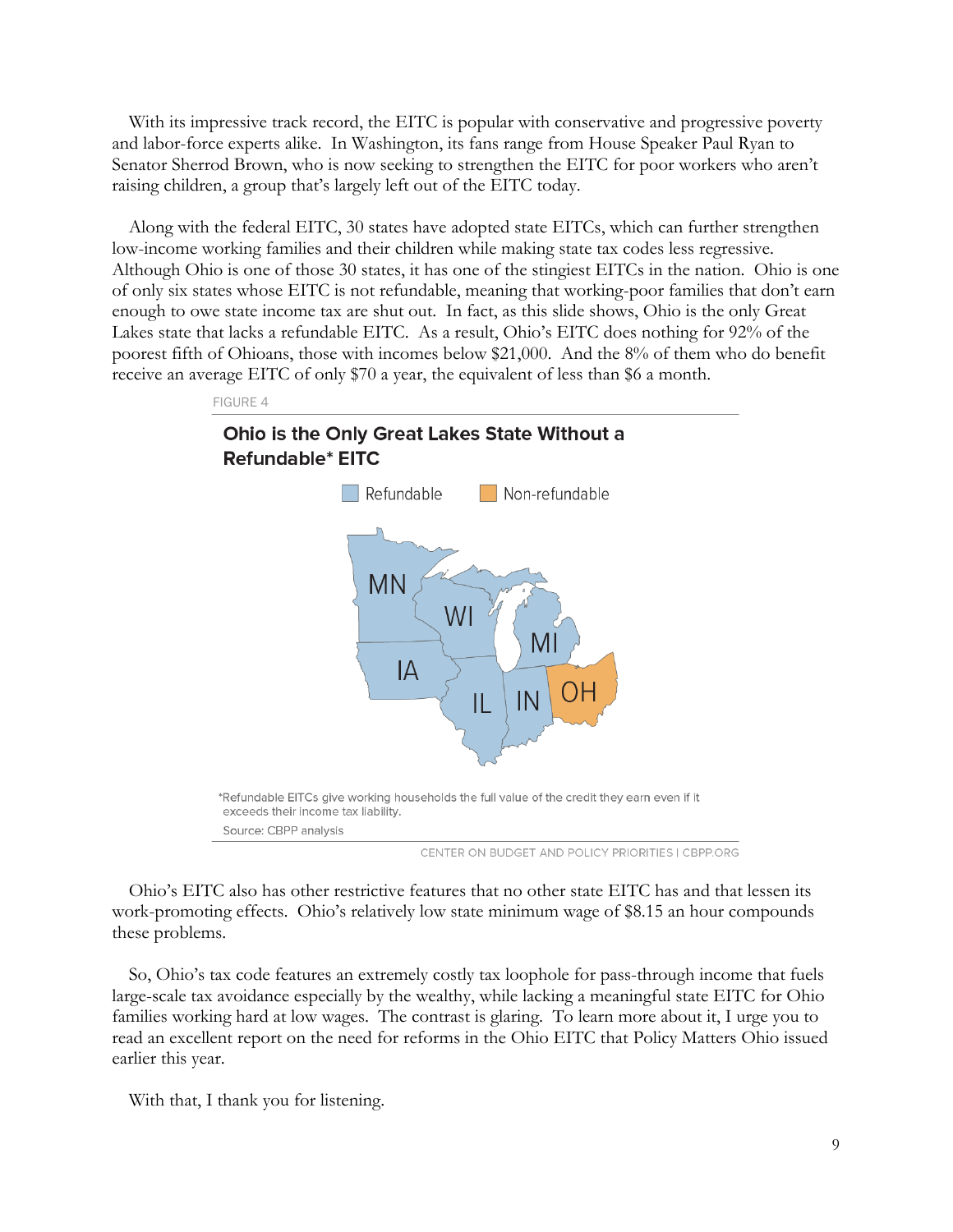With its impressive track record, the EITC is popular with conservative and progressive poverty and labor-force experts alike. In Washington, its fans range from House Speaker Paul Ryan to Senator Sherrod Brown, who is now seeking to strengthen the EITC for poor workers who aren't raising children, a group that's largely left out of the EITC today.

Along with the federal EITC, 30 states have adopted state EITCs, which can further strengthen low-income working families and their children while making state tax codes less regressive. Although Ohio is one of those 30 states, it has one of the stingiest EITCs in the nation. Ohio is one of only six states whose EITC is not refundable, meaning that working-poor families that don't earn enough to owe state income tax are shut out. In fact, as this slide shows, Ohio is the only Great Lakes state that lacks a refundable EITC. As a result, Ohio's EITC does nothing for 92% of the poorest fifth of Ohioans, those with incomes below $21,000. And the 8% of them who do benefit receive an average EITC of only $70 a year, the equivalent of less than $6 a month.

FIGURE 4

**Ohio is the Only Great Lakes State Without a Refundable* EITC**

Refundable
Non-refundable

MN
WI
MI
IA
IL
IN
OH

*Refundable EITCs give working households the full value of the credit they earn even if it exceeds their income tax liability.

Source: CBPP analysis

CENTER ON BUDGET AND POLICY PRIORITIES | CBPP.ORG

Ohio's EITC also has other restrictive features that no other state EITC has and that lessen its work-promoting effects. Ohio's relatively low state minimum wage of $8.15 an hour compounds these problems.

So, Ohio's tax code features an extremely costly tax loophole for pass-through income that fuels large-scale tax avoidance especially by the wealthy, while lacking a meaningful state EITC for Ohio families working hard at low wages. The contrast is glaring. To learn more about it, I urge you to read an excellent report on the need for reforms in the Ohio EITC that Policy Matters Ohio issued earlier this year.

With that, I thank you for listening.